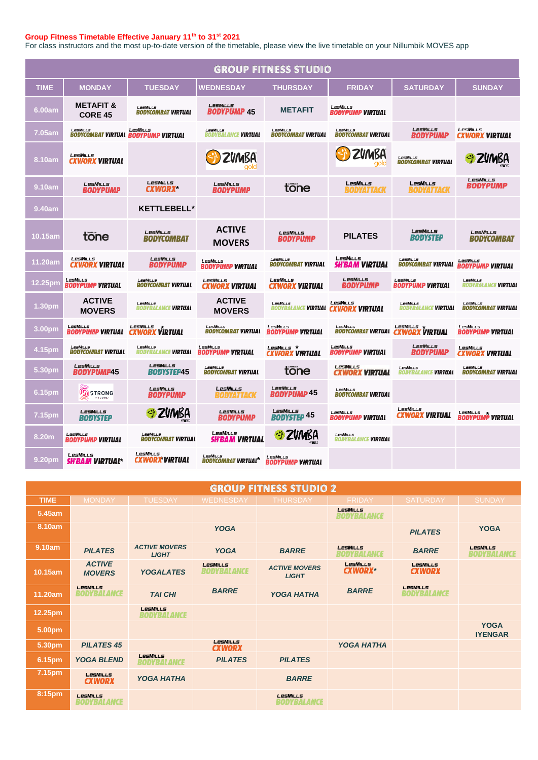**Group Fitness Timetable Effective January 11th to 31st 2021**

For class instructors and the most up-to-date version of the timetable, please view the live timetable on your Nillumbik MOVES app

## GROUP FITNESS STUDIO

| TIME | MONDAY | TUESDAY | WEDNESDAY | THURSDAY | FRIDAY | SATURDAY | SUNDAY |
|---|---|---|---|---|---|---|---|
| 6.00am | METAFIT & CORE 45 | LesMills BODYCOMBAT VIRTUAL | LesMills BODYPUMP 45 | METAFIT | LesMills BODYPUMP VIRTUAL | | |
| 7.05am | LesMills BODYCOMBAT VIRTUAL | LesMills BODYPUMP VIRTUAL | LesMills BODYBALANCE VIRTUAL | LesMills BODYCOMBAT VIRTUAL | LesMills BODYCOMBAT VIRTUAL | LesMills BODYPUMP | LesMills CXWORX VIRTUAL |
| 8.10am | LesMills CXWORX VIRTUAL | | ZUMBA gold | | ZUMBA gold | LesMills BODYCOMBAT VIRTUAL | ZUMBA |
| 9.10am | LesMills BODYPUMP | LesMills CXWORX* | LesMills BODYPUMP | tone | LesMills BODYATTACK | LesMills BODYATTACK | LesMills BODYPUMP |
| 9.40am | | KETTLEBELL* | | | | | |
| 10.15am | tone | LesMills BODYCOMBAT | ACTIVE MOVERS | LesMills BODYPUMP | PILATES | LesMills BODYSTEP | LesMills BODYCOMBAT |
| 11.20am | LesMills CXWORX VIRTUAL | LesMills BODYPUMP | LesMills BODYPUMP VIRTUAL | LesMills BODYCOMBAT VIRTUAL | LesMills SH'BAM VIRTUAL | LesMills BODYCOMBAT VIRTUAL | LesMills BODYPUMP VIRTUAL |
| 12.25pm | LesMills BODYPUMP VIRTUAL | LesMills BODYCOMBAT VIRTUAL | LesMills CXWORX VIRTUAL | LesMills CXWORX VIRTUAL | LesMills BODYPUMP | LesMills BODYPUMP VIRTUAL | LesMills BODYBALANCE VIRTUAL |
| 1.30pm | ACTIVE MOVERS | LesMills BODYBALANCE VIRTUAL | ACTIVE MOVERS | LesMills BODYBALANCE VIRTUAL | LesMills CXWORX VIRTUAL | LesMills BODYBALANCE VIRTUAL | LesMills BODYCOMBAT VIRTUAL |
| 3.00pm | LesMills BODYPUMP VIRTUAL | LesMills * CXWORX VIRTUAL | LesMills BODYCOMBAT VIRTUAL | LesMills BODYPUMP VIRTUAL | LesMills BODYCOMBAT VIRTUAL | LesMills * CXWORX VIRTUAL | LesMills BODYPUMP VIRTUAL |
| 4.15pm | LesMills BODYCOMBAT VIRTUAL | LesMills BODYBALANCE VIRTUAL | LesMills BODYPUMP VIRTUAL | LesMills * CXWORX VIRTUAL | LesMills BODYPUMP VIRTUAL | LesMills BODYPUMP | LesMills CXWORX VIRTUAL |
| 5.30pm | LesMills BODYPUMP45 | LesMills BODYSTEP45 | LesMills BODYCOMBAT VIRTUAL | tone | LesMills CXWORX VIRTUAL | LesMills BODYBALANCE VIRTUAL | LesMills BODYCOMBAT VIRTUAL |
| 6.15pm | STRONG by ZUMBA | LesMills BODYPUMP | LesMills BODYATTACK | LesMills BODYPUMP 45 | LesMills BODYCOMBAT VIRTUAL | | |
| 7.15pm | LesMills BODYSTEP | ZUMBA | LesMills BODYPUMP | LesMills BODYSTEP 45 | LesMills BODYPUMP VIRTUAL | LesMills CXWORX VIRTUAL | LesMills * BODYPUMP VIRTUAL |
| 8.20m | LesMills BODYPUMP VIRTUAL | LesMills BODYCOMBAT VIRTUAL | LesMills SH'BAM VIRTUAL | ZUMBA | LesMills BODYBALANCE VIRTUAL | | |
| 9.20pm | LesMills SH'BAM VIRTUAL* | LesMills CXWORX*VIRTUAL | LesMills BODYCOMBAT VIRTUAL* | LesMills BODYPUMP VIRTUAL | | | |

## GROUP FITNESS STUDIO 2

| TIME | MONDAY | TUESDAY | WEDNESDAY | THURSDAY | FRIDAY | SATURDAY | SUNDAY |
|---|---|---|---|---|---|---|---|
| 5.45am | | | | | LesMills BODYBALANCE | | |
| 8.10am | | | *YOGA* | | | *PILATES* | YOGA |
| 9.10am | *PILATES* | *ACTIVE MOVERS LIGHT* | *YOGA* | *BARRE* | LesMills BODYBALANCE | *BARRE* | LesMills BODYBALANCE |
| 10.15am | *ACTIVE MOVERS* | *YOGALATES* | LesMills BODYBALANCE | *ACTIVE MOVERS LIGHT* | LesMills CXWORX* | LesMills CXWORX | |
| 11.20am | LesMills BODYBALANCE | *TAI CHI* | *BARRE* | *YOGA HATHA* | *BARRE* | LesMills BODYBALANCE | |
| 12.25pm | | LesMills BODYBALANCE | | | | | |
| 5.00pm | | | | | | | YOGA IYENGAR |
| 5.30pm | *PILATES 45* | | LesMills CXWORX | | *YOGA HATHA* | | |
| 6.15pm | *YOGA BLEND* | LesMills BODYBALANCE | *PILATES* | *PILATES* | | | |
| 7.15pm | LesMills CXWORX | *YOGA HATHA* | | *BARRE* | | | |
| 8:15pm | LesMills BODYBALANCE | | | LesMills BODYBALANCE | | | |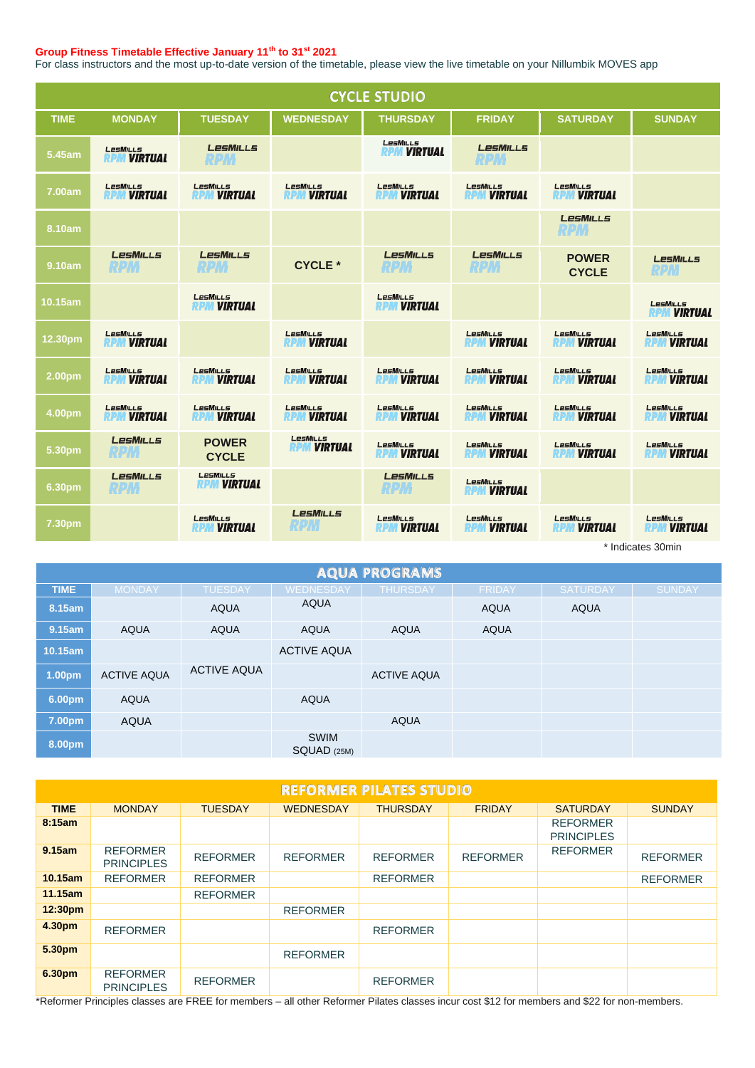**Group Fitness Timetable Effective January 11th to 31st 2021**

For class instructors and the most up-to-date version of the timetable, please view the live timetable on your Nillumbik MOVES app

## CYCLE STUDIO

| TIME | MONDAY | TUESDAY | WEDNESDAY | THURSDAY | FRIDAY | SATURDAY | SUNDAY |
|---|---|---|---|---|---|---|---|
| 5.45am | LesMills RPM VIRTUAL | LesMills RPM | | LesMills RPM VIRTUAL | LesMills RPM | | |
| 7.00am | LesMills RPM VIRTUAL | LesMills RPM VIRTUAL | LesMills RPM VIRTUAL | LesMills RPM VIRTUAL | LesMills RPM VIRTUAL | LesMills RPM VIRTUAL | |
| 8.10am | | | | | | LesMills RPM | |
| 9.10am | LesMills RPM | LesMills RPM | CYCLE * | LesMills RPM | LesMills RPM | POWER CYCLE | LesMills RPM |
| 10.15am | | LesMills RPM VIRTUAL | | LesMills RPM VIRTUAL | | | LesMills RPM VIRTUAL |
| 12.30pm | LesMills RPM VIRTUAL | | LesMills RPM VIRTUAL | | LesMills RPM VIRTUAL | LesMills RPM VIRTUAL | LesMills RPM VIRTUAL |
| 2.00pm | LesMills RPM VIRTUAL | LesMills RPM VIRTUAL | LesMills RPM VIRTUAL | LesMills RPM VIRTUAL | LesMills RPM VIRTUAL | LesMills RPM VIRTUAL | LesMills RPM VIRTUAL |
| 4.00pm | LesMills RPM VIRTUAL | LesMills RPM VIRTUAL | LesMills RPM VIRTUAL | LesMills RPM VIRTUAL | LesMills RPM VIRTUAL | LesMills RPM VIRTUAL | LesMills RPM VIRTUAL |
| 5.30pm | LesMills RPM | POWER CYCLE | LesMills RPM VIRTUAL | LesMills RPM VIRTUAL | LesMills RPM VIRTUAL | LesMills RPM VIRTUAL | LesMills RPM VIRTUAL |
| 6.30pm | LesMills RPM | LesMills RPM VIRTUAL | | LesMills RPM | LesMills RPM VIRTUAL | | |
| 7.30pm | | LesMills RPM VIRTUAL | LesMills RPM | LesMills RPM VIRTUAL | LesMills RPM VIRTUAL | LesMills RPM VIRTUAL | LesMills RPM VIRTUAL |

\* Indicates 30min

## AQUA PROGRAMS

| TIME | MONDAY | TUESDAY | WEDNESDAY | THURSDAY | FRIDAY | SATURDAY | SUNDAY |
|---|---|---|---|---|---|---|---|
| 8.15am | | AQUA | AQUA | | AQUA | AQUA | |
| 9.15am | AQUA | AQUA | AQUA | AQUA | AQUA | | |
| 10.15am | | | ACTIVE AQUA | | | | |
| 1.00pm | ACTIVE AQUA | ACTIVE AQUA | | ACTIVE AQUA | | | |
| 6.00pm | AQUA | | AQUA | | | | |
| 7.00pm | AQUA | | | AQUA | | | |
| 8.00pm | | | SWIM SQUAD (25M) | | | | |

## REFORMER PILATES STUDIO

| TIME | MONDAY | TUESDAY | WEDNESDAY | THURSDAY | FRIDAY | SATURDAY | SUNDAY |
|---|---|---|---|---|---|---|---|
| 8:15am | | | | | | REFORMER PRINCIPLES | |
| 9.15am | REFORMER PRINCIPLES | REFORMER | REFORMER | REFORMER | REFORMER | REFORMER | REFORMER |
| 10.15am | REFORMER | REFORMER | | REFORMER | | | REFORMER |
| 11.15am | | REFORMER | | | | | |
| 12:30pm | | | REFORMER | | | | |
| 4.30pm | REFORMER | | | REFORMER | | | |
| 5.30pm | | | REFORMER | | | | |
| 6.30pm | REFORMER PRINCIPLES | REFORMER | | REFORMER | | | |

*Reformer Principles classes are FREE for members – all other Reformer Pilates classes incur cost $12 for members and $22 for non-members.